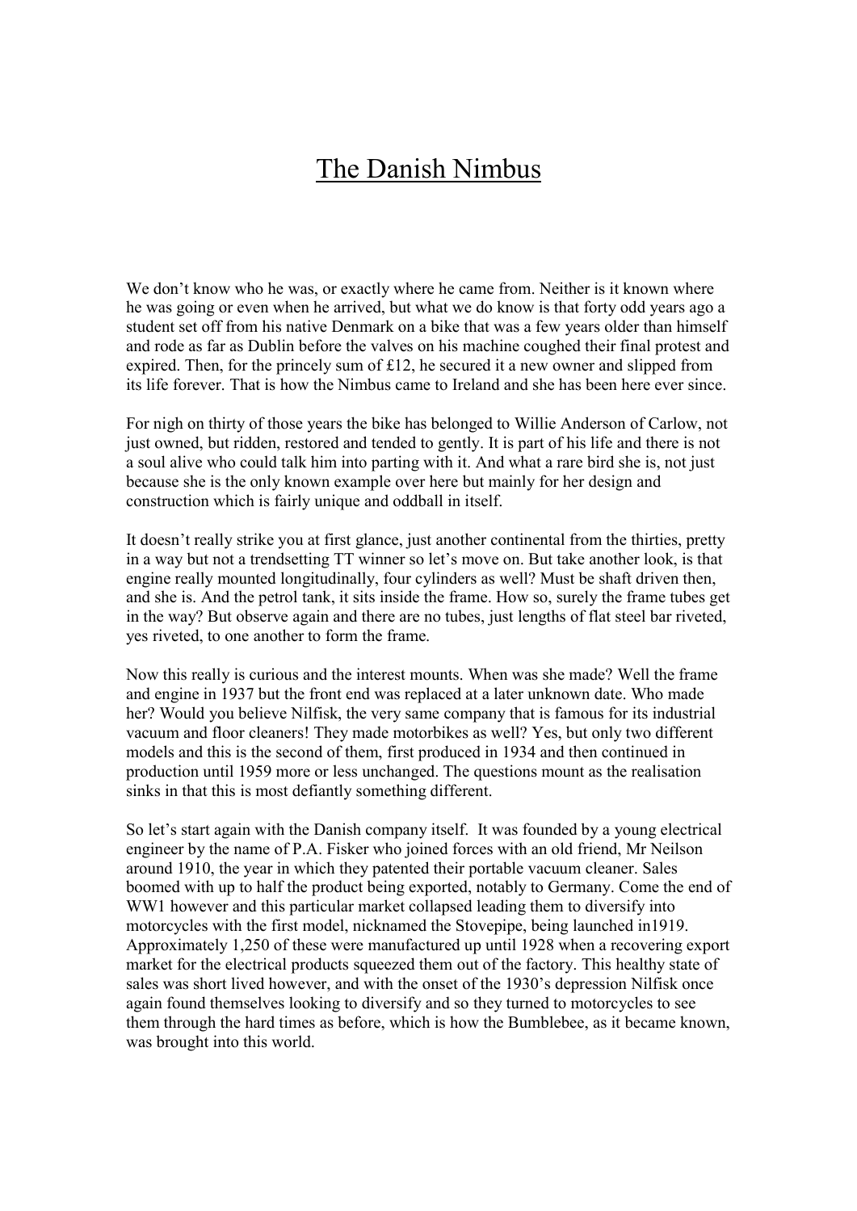# The Danish Nimbus

We don't know who he was, or exactly where he came from. Neither is it known where he was going or even when he arrived, but what we do know is that forty odd years ago a student set off from his native Denmark on a bike that was a few years older than himself and rode as far as Dublin before the valves on his machine coughed their final protest and expired. Then, for the princely sum of £12, he secured it a new owner and slipped from its life forever. That is how the Nimbus came to Ireland and she has been here ever since.

For nigh on thirty of those years the bike has belonged to Willie Anderson of Carlow, not just owned, but ridden, restored and tended to gently. It is part of his life and there is not a soul alive who could talk him into parting with it. And what a rare bird she is, not just because she is the only known example over here but mainly for her design and construction which is fairly unique and oddball in itself.

It doesn't really strike you at first glance, just another continental from the thirties, pretty in a way but not a trendsetting TT winner so let's move on. But take another look, is that engine really mounted longitudinally, four cylinders as well? Must be shaft driven then, and she is. And the petrol tank, it sits inside the frame. How so, surely the frame tubes get in the way? But observe again and there are no tubes, just lengths of flat steel bar riveted, yes riveted, to one another to form the frame.

Now this really is curious and the interest mounts. When was she made? Well the frame and engine in 1937 but the front end was replaced at a later unknown date. Who made her? Would you believe Nilfisk, the very same company that is famous for its industrial vacuum and floor cleaners! They made motorbikes as well? Yes, but only two different models and this is the second of them, first produced in 1934 and then continued in production until 1959 more or less unchanged. The questions mount as the realisation sinks in that this is most defiantly something different.

So let's start again with the Danish company itself. It was founded by a young electrical engineer by the name of P.A. Fisker who joined forces with an old friend, Mr Neilson around 1910, the year in which they patented their portable vacuum cleaner. Sales boomed with up to half the product being exported, notably to Germany. Come the end of WW1 however and this particular market collapsed leading them to diversify into motorcycles with the first model, nicknamed the Stovepipe, being launched in1919. Approximately 1,250 of these were manufactured up until 1928 when a recovering export market for the electrical products squeezed them out of the factory. This healthy state of sales was short lived however, and with the onset of the 1930's depression Nilfisk once again found themselves looking to diversify and so they turned to motorcycles to see them through the hard times as before, which is how the Bumblebee, as it became known, was brought into this world.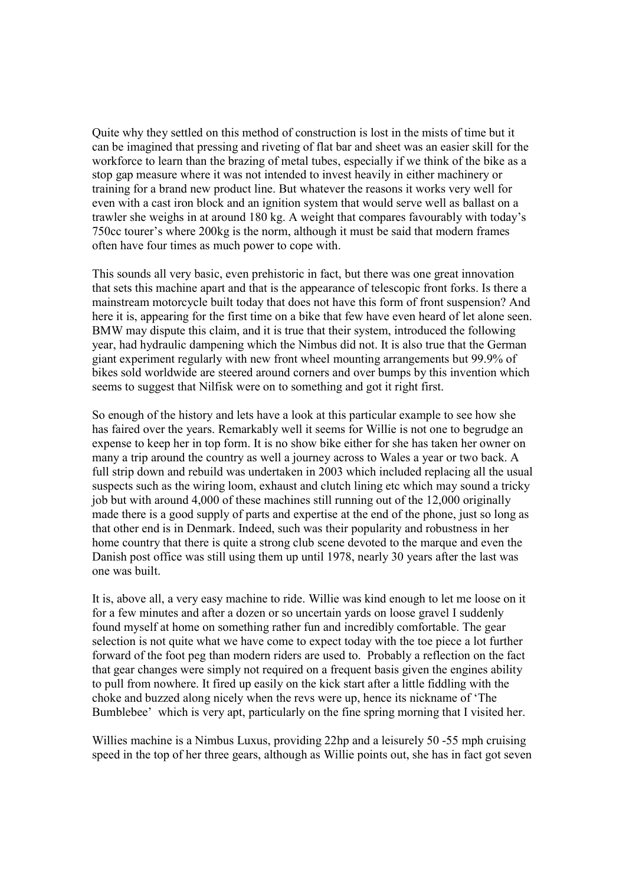Quite why they settled on this method of construction is lost in the mists of time but it can be imagined that pressing and riveting of flat bar and sheet was an easier skill for the workforce to learn than the brazing of metal tubes, especially if we think of the bike as a stop gap measure where it was not intended to invest heavily in either machinery or training for a brand new product line. But whatever the reasons it works very well for even with a cast iron block and an ignition system that would serve well as ballast on a trawler she weighs in at around 180 kg. A weight that compares favourably with today's 750cc tourer's where 200kg is the norm, although it must be said that modern frames often have four times as much power to cope with.

This sounds all very basic, even prehistoric in fact, but there was one great innovation that sets this machine apart and that is the appearance of telescopic front forks. Is there a mainstream motorcycle built today that does not have this form of front suspension? And here it is, appearing for the first time on a bike that few have even heard of let alone seen. BMW may dispute this claim, and it is true that their system, introduced the following year, had hydraulic dampening which the Nimbus did not. It is also true that the German giant experiment regularly with new front wheel mounting arrangements but 99.9% of bikes sold worldwide are steered around corners and over bumps by this invention which seems to suggest that Nilfisk were on to something and got it right first.

So enough of the history and lets have a look at this particular example to see how she has faired over the years. Remarkably well it seems for Willie is not one to begrudge an expense to keep her in top form. It is no show bike either for she has taken her owner on many a trip around the country as well a journey across to Wales a year or two back. A full strip down and rebuild was undertaken in 2003 which included replacing all the usual suspects such as the wiring loom, exhaust and clutch lining etc which may sound a tricky job but with around 4,000 of these machines still running out of the 12,000 originally made there is a good supply of parts and expertise at the end of the phone, just so long as that other end is in Denmark. Indeed, such was their popularity and robustness in her home country that there is quite a strong club scene devoted to the marque and even the Danish post office was still using them up until 1978, nearly 30 years after the last was one was built.

It is, above all, a very easy machine to ride. Willie was kind enough to let me loose on it for a few minutes and after a dozen or so uncertain yards on loose gravel I suddenly found myself at home on something rather fun and incredibly comfortable. The gear selection is not quite what we have come to expect today with the toe piece a lot further forward of the foot peg than modern riders are used to. Probably a reflection on the fact that gear changes were simply not required on a frequent basis given the engines ability to pull from nowhere. It fired up easily on the kick start after a little fiddling with the choke and buzzed along nicely when the revs were up, hence its nickname of 'The Bumblebee' which is very apt, particularly on the fine spring morning that I visited her.

Willies machine is a Nimbus Luxus, providing 22hp and a leisurely 50 -55 mph cruising speed in the top of her three gears, although as Willie points out, she has in fact got seven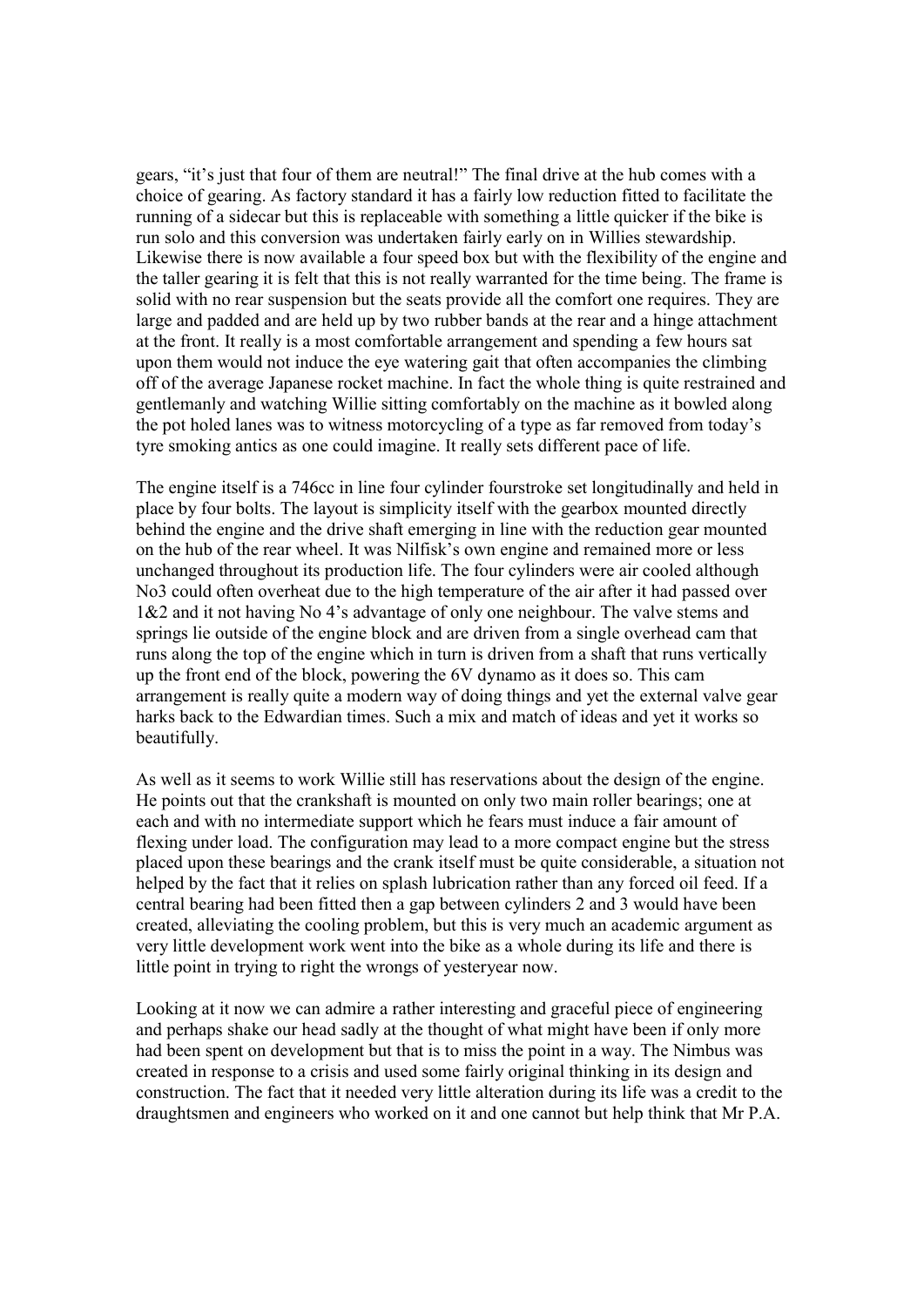gears, "it's just that four of them are neutral!" The final drive at the hub comes with a choice of gearing. As factory standard it has a fairly low reduction fitted to facilitate the running of a sidecar but this is replaceable with something a little quicker if the bike is run solo and this conversion was undertaken fairly early on in Willies stewardship. Likewise there is now available a four speed box but with the flexibility of the engine and the taller gearing it is felt that this is not really warranted for the time being. The frame is solid with no rear suspension but the seats provide all the comfort one requires. They are large and padded and are held up by two rubber bands at the rear and a hinge attachment at the front. It really is a most comfortable arrangement and spending a few hours sat upon them would not induce the eye watering gait that often accompanies the climbing off of the average Japanese rocket machine. In fact the whole thing is quite restrained and gentlemanly and watching Willie sitting comfortably on the machine as it bowled along the pot holed lanes was to witness motorcycling of a type as far removed from today's tyre smoking antics as one could imagine. It really sets different pace of life.

The engine itself is a 746cc in line four cylinder fourstroke set longitudinally and held in place by four bolts. The layout is simplicity itself with the gearbox mounted directly behind the engine and the drive shaft emerging in line with the reduction gear mounted on the hub of the rear wheel. It was Nilfisk's own engine and remained more or less unchanged throughout its production life. The four cylinders were air cooled although No3 could often overheat due to the high temperature of the air after it had passed over 1&2 and it not having No 4's advantage of only one neighbour. The valve stems and springs lie outside of the engine block and are driven from a single overhead cam that runs along the top of the engine which in turn is driven from a shaft that runs vertically up the front end of the block, powering the 6V dynamo as it does so. This cam arrangement is really quite a modern way of doing things and yet the external valve gear harks back to the Edwardian times. Such a mix and match of ideas and yet it works so beautifully.

As well as it seems to work Willie still has reservations about the design of the engine. He points out that the crankshaft is mounted on only two main roller bearings; one at each and with no intermediate support which he fears must induce a fair amount of flexing under load. The configuration may lead to a more compact engine but the stress placed upon these bearings and the crank itself must be quite considerable, a situation not helped by the fact that it relies on splash lubrication rather than any forced oil feed. If a central bearing had been fitted then a gap between cylinders 2 and 3 would have been created, alleviating the cooling problem, but this is very much an academic argument as very little development work went into the bike as a whole during its life and there is little point in trying to right the wrongs of yesteryear now.

Looking at it now we can admire a rather interesting and graceful piece of engineering and perhaps shake our head sadly at the thought of what might have been if only more had been spent on development but that is to miss the point in a way. The Nimbus was created in response to a crisis and used some fairly original thinking in its design and construction. The fact that it needed very little alteration during its life was a credit to the draughtsmen and engineers who worked on it and one cannot but help think that Mr P.A.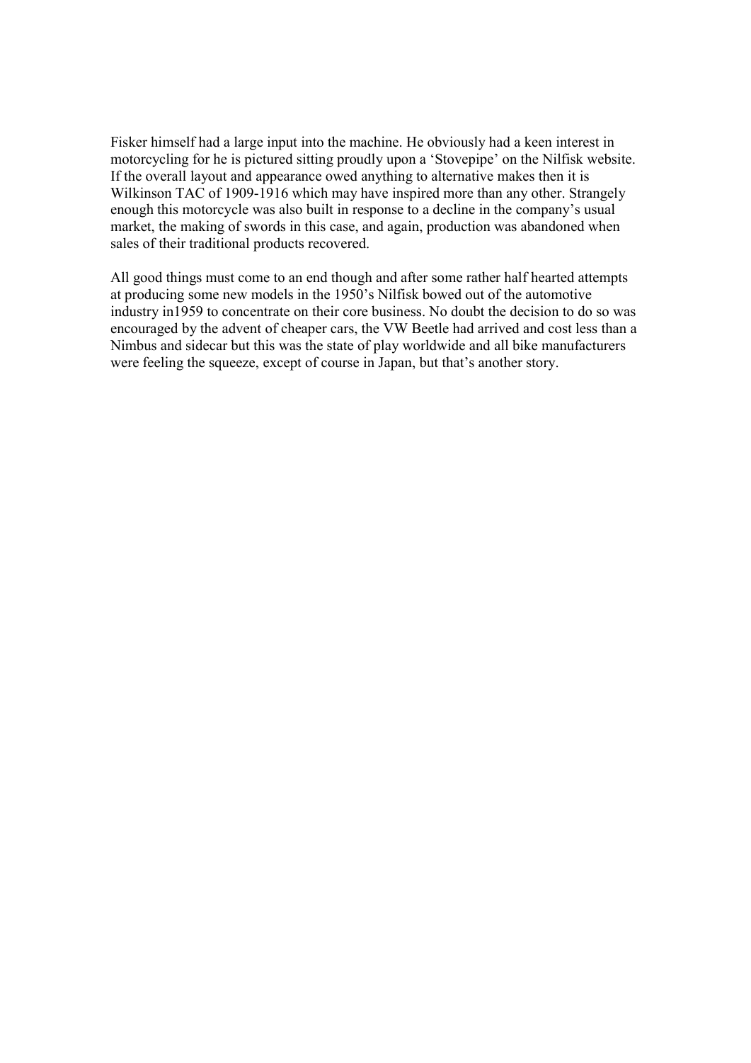Fisker himself had a large input into the machine. He obviously had a keen interest in motorcycling for he is pictured sitting proudly upon a 'Stovepipe' on the Nilfisk website. If the overall layout and appearance owed anything to alternative makes then it is Wilkinson TAC of 1909-1916 which may have inspired more than any other. Strangely enough this motorcycle was also built in response to a decline in the company's usual market, the making of swords in this case, and again, production was abandoned when sales of their traditional products recovered.

All good things must come to an end though and after some rather half hearted attempts at producing some new models in the 1950's Nilfisk bowed out of the automotive industry in1959 to concentrate on their core business. No doubt the decision to do so was encouraged by the advent of cheaper cars, the VW Beetle had arrived and cost less than a Nimbus and sidecar but this was the state of play worldwide and all bike manufacturers were feeling the squeeze, except of course in Japan, but that's another story.